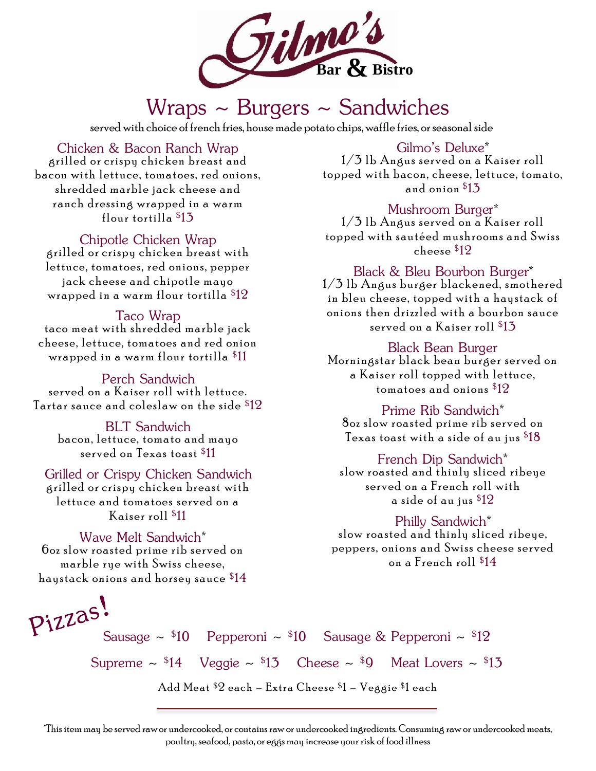# Gilmo's Bar & Bistro

## Wraps ~ Burgers ~ Sandwiches

served with choice of french fries, house made potato chips, waffle fries, or seasonal side

### Chicken & Bacon Ranch Wrap
grilled or crispy chicken breast and bacon with lettuce, tomatoes, red onions, shredded marble jack cheese and ranch dressing wrapped in a warm flour tortilla $13

### Chipotle Chicken Wrap
grilled or crispy chicken breast with lettuce, tomatoes, red onions, pepper jack cheese and chipotle mayo wrapped in a warm flour tortilla $12

### Taco Wrap
taco meat with shredded marble jack cheese, lettuce, tomatoes and red onion wrapped in a warm flour tortilla $11

### Perch Sandwich
served on a Kaiser roll with lettuce. Tartar sauce and coleslaw on the side $12

### BLT Sandwich
bacon, lettuce, tomato and mayo served on Texas toast $11

### Grilled or Crispy Chicken Sandwich
grilled or crispy chicken breast with lettuce and tomatoes served on a Kaiser roll $11

### Wave Melt Sandwich*
6oz slow roasted prime rib served on marble rye with Swiss cheese, haystack onions and horsey sauce $14

### Gilmo's Deluxe*
1/3 lb Angus served on a Kaiser roll topped with bacon, cheese, lettuce, tomato, and onion $13

### Mushroom Burger*
1/3 lb Angus served on a Kaiser roll topped with sautéed mushrooms and Swiss cheese $12

### Black & Bleu Bourbon Burger*
1/3 lb Angus burger blackened, smothered in bleu cheese, topped with a haystack of onions then drizzled with a bourbon sauce served on a Kaiser roll $13

### Black Bean Burger
Morningstar black bean burger served on a Kaiser roll topped with lettuce, tomatoes and onions $12

### Prime Rib Sandwich*
8oz slow roasted prime rib served on Texas toast with a side of au jus $18

### French Dip Sandwich*
slow roasted and thinly sliced ribeye served on a French roll with a side of au jus $12

### Philly Sandwich*
slow roasted and thinly sliced ribeye, peppers, onions and Swiss cheese served on a French roll $14

## Pizzas!

Sausage ~ $10 Pepperoni ~ $10 Sausage & Pepperoni ~ $12

Supreme ~ $14 Veggie ~ $13 Cheese ~ $9 Meat Lovers ~ $13

Add Meat $2 each – Extra Cheese $1 – Veggie $1 each

*This item may be served raw or undercooked, or contains raw or undercooked ingredients. Consuming raw or undercooked meats, poultry, seafood, pasta, or eggs may increase your risk of food illness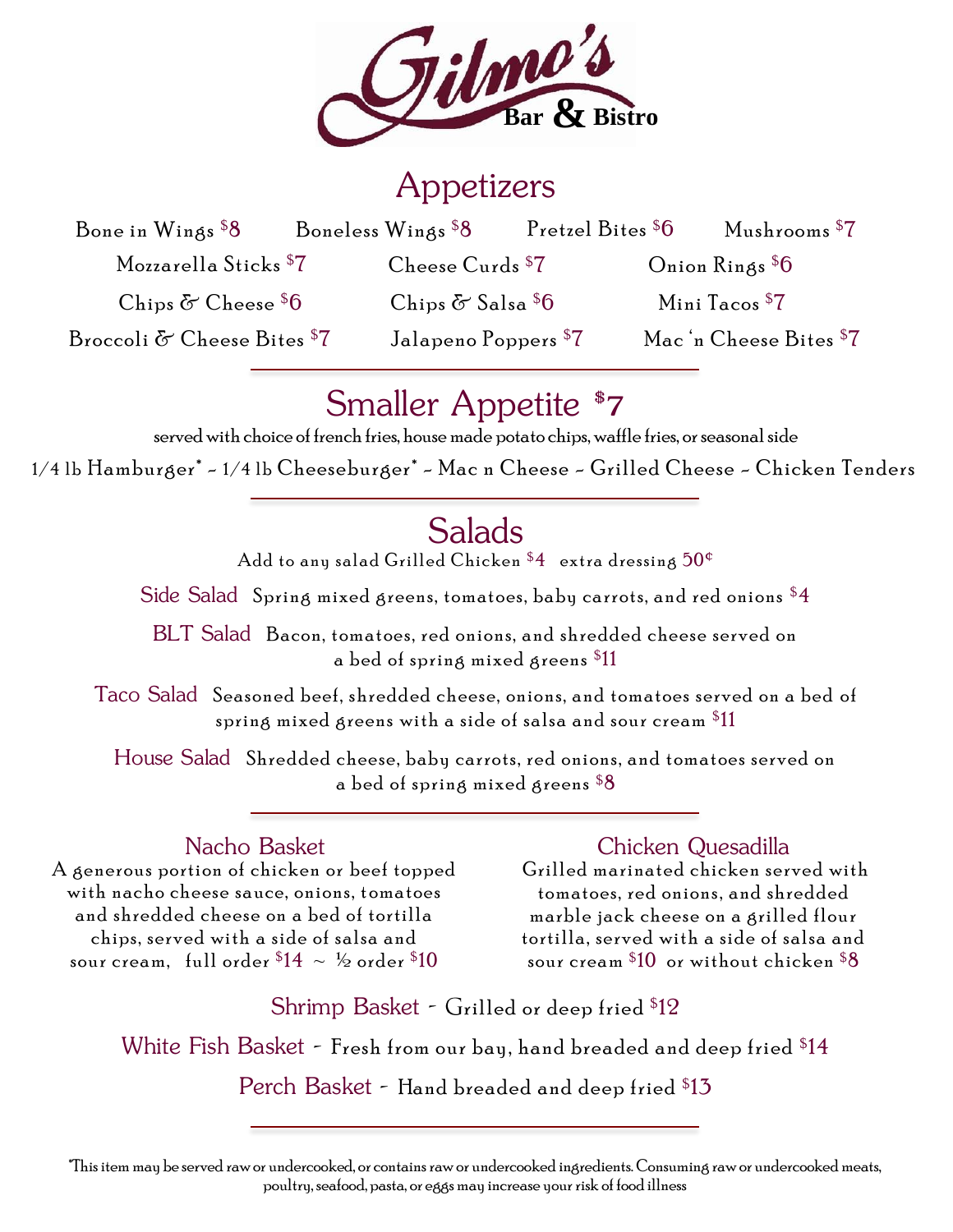# Gilmo's Bar & Bistro

## Appetizers

Bone in Wings $8 | Boneless Wings $8 | Pretzel Bites $6 | Mushrooms $7

Mozzarella Sticks $7 | Cheese Curds $7 | Onion Rings $6

Chips & Cheese $6 | Chips & Salsa $6 | Mini Tacos $7

Broccoli & Cheese Bites $7 | Jalapeno Poppers $7 | Mac 'n Cheese Bites $7

---

## Smaller Appetite $7

served with choice of french fries, house made potato chips, waffle fries, or seasonal side

1/4 lb Hamburger* ~ 1/4 lb Cheeseburger* ~ Mac n Cheese ~ Grilled Cheese ~ Chicken Tenders

---

## Salads

Add to any salad Grilled Chicken $4 extra dressing 50¢

**Side Salad** Spring mixed greens, tomatoes, baby carrots, and red onions $4

**BLT Salad** Bacon, tomatoes, red onions, and shredded cheese served on a bed of spring mixed greens $11

**Taco Salad** Seasoned beef, shredded cheese, onions, and tomatoes served on a bed of spring mixed greens with a side of salsa and sour cream $11

**House Salad** Shredded cheese, baby carrots, red onions, and tomatoes served on a bed of spring mixed greens $8

---

### Nacho Basket

A generous portion of chicken or beef topped with nacho cheese sauce, onions, tomatoes and shredded cheese on a bed of tortilla chips, served with a side of salsa and sour cream, full order $14 ~ ½ order $10

### Chicken Quesadilla

Grilled marinated chicken served with tomatoes, red onions, and shredded marble jack cheese on a grilled flour tortilla, served with a side of salsa and sour cream $10 or without chicken $8

**Shrimp Basket** - Grilled or deep fried $12

**White Fish Basket** - Fresh from our bay, hand breaded and deep fried $14

**Perch Basket** - Hand breaded and deep fried $13

---

*This item may be served raw or undercooked, or contains raw or undercooked ingredients. Consuming raw or undercooked meats, poultry, seafood, pasta, or eggs may increase your risk of food illness